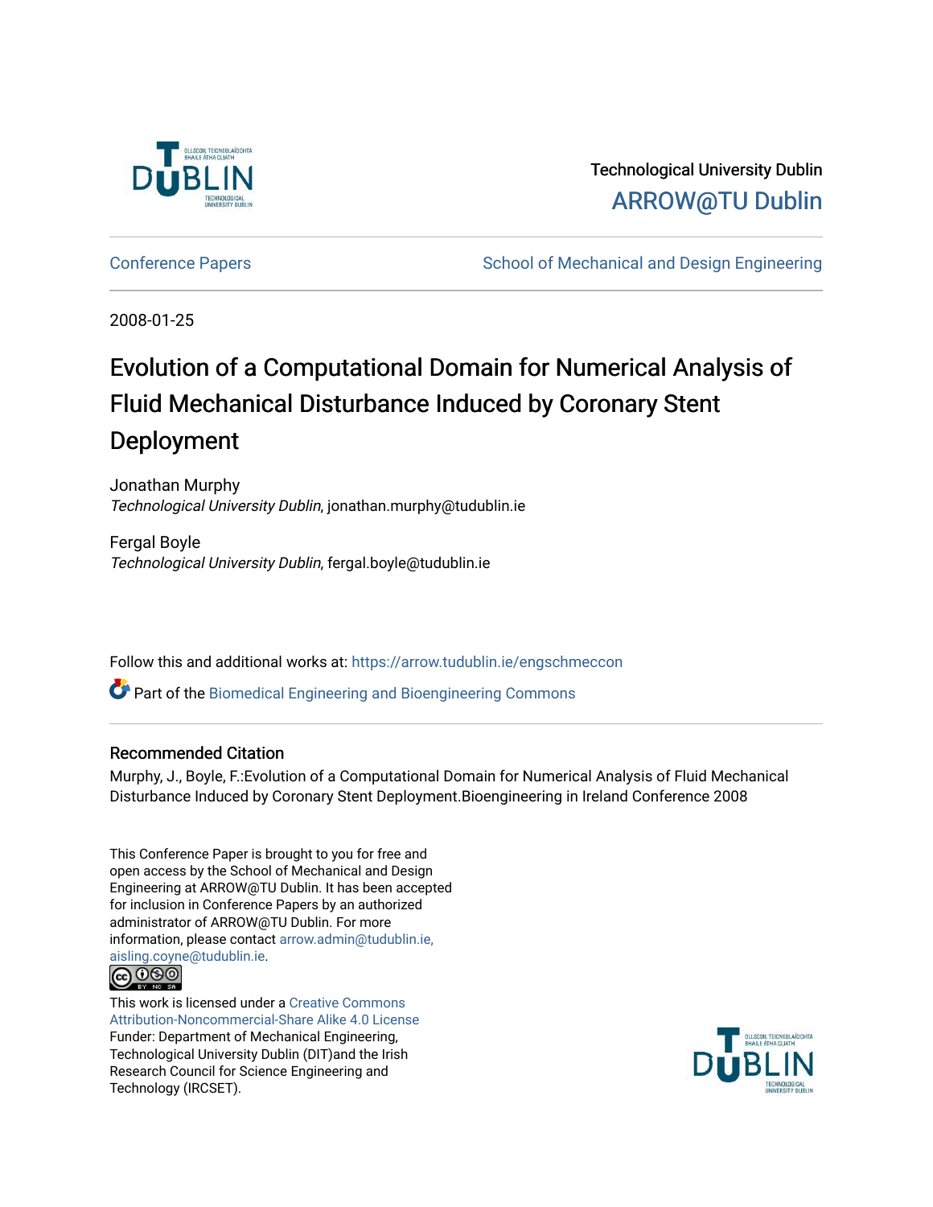Technological University Dublin

ARROW@TU Dublin

Conference Papers | School of Mechanical and Design Engineering

2008-01-25

# Evolution of a Computational Domain for Numerical Analysis of Fluid Mechanical Disturbance Induced by Coronary Stent Deployment

Jonathan Murphy
*Technological University Dublin*, jonathan.murphy@tudublin.ie

Fergal Boyle
*Technological University Dublin*, fergal.boyle@tudublin.ie

Follow this and additional works at: https://arrow.tudublin.ie/engschmeccon

Part of the Biomedical Engineering and Bioengineering Commons

## Recommended Citation

Murphy, J., Boyle, F.:Evolution of a Computational Domain for Numerical Analysis of Fluid Mechanical Disturbance Induced by Coronary Stent Deployment.Bioengineering in Ireland Conference 2008

This Conference Paper is brought to you for free and open access by the School of Mechanical and Design Engineering at ARROW@TU Dublin. It has been accepted for inclusion in Conference Papers by an authorized administrator of ARROW@TU Dublin. For more information, please contact arrow.admin@tudublin.ie, aisling.coyne@tudublin.ie.

This work is licensed under a Creative Commons Attribution-Noncommercial-Share Alike 4.0 License
Funder: Department of Mechanical Engineering, Technological University Dublin (DIT)and the Irish Research Council for Science Engineering and Technology (IRCSET).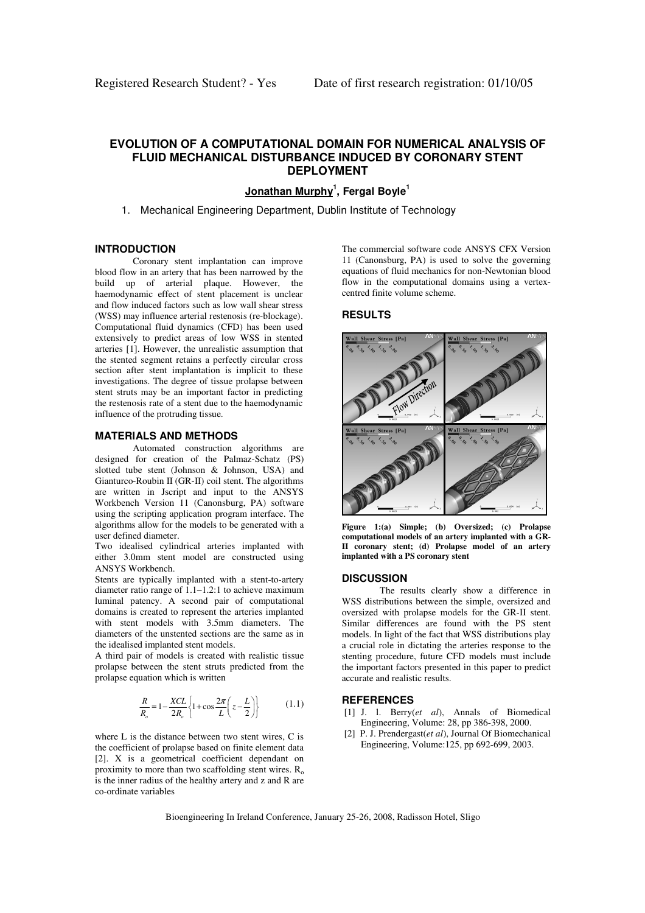Registered Research Student? - Yes          Date of first research registration: 01/10/05

## EVOLUTION OF A COMPUTATIONAL DOMAIN FOR NUMERICAL ANALYSIS OF FLUID MECHANICAL DISTURBANCE INDUCED BY CORONARY STENT DEPLOYMENT

**Jonathan Murphy[1], Fergal Boyle[1]**

1. Mechanical Engineering Department, Dublin Institute of Technology

### INTRODUCTION

Coronary stent implantation can improve blood flow in an artery that has been narrowed by the build up of arterial plaque. However, the haemodynamic effect of stent placement is unclear and flow induced factors such as low wall shear stress (WSS) may influence arterial restenosis (re-blockage). Computational fluid dynamics (CFD) has been used extensively to predict areas of low WSS in stented arteries [1]. However, the unrealistic assumption that the stented segment retains a perfectly circular cross section after stent implantation is implicit to these investigations. The degree of tissue prolapse between stent struts may be an important factor in predicting the restenosis rate of a stent due to the haemodynamic influence of the protruding tissue.

### MATERIALS AND METHODS

Automated construction algorithms are designed for creation of the Palmaz-Schatz (PS) slotted tube stent (Johnson & Johnson, USA) and Gianturco-Roubin II (GR-II) coil stent. The algorithms are written in Jscript and input to the ANSYS Workbench Version 11 (Canonsburg, PA) software using the scripting application program interface. The algorithms allow for the models to be generated with a user defined diameter.

Two idealised cylindrical arteries implanted with either 3.0mm stent model are constructed using ANSYS Workbench.

Stents are typically implanted with a stent-to-artery diameter ratio range of 1.1–1.2:1 to achieve maximum luminal patency. A second pair of computational domains is created to represent the arteries implanted with stent models with 3.5mm diameters. The diameters of the unstented sections are the same as in the idealised implanted stent models.

A third pair of models is created with realistic tissue prolapse between the stent struts predicted from the prolapse equation which is written

$$\frac{R}{R_o} = 1 - \frac{XCL}{2R_o}\left\{1 + \cos\frac{2\pi}{L}\left(z - \frac{L}{2}\right)\right\} \qquad (1.1)$$

where L is the distance between two stent wires, C is the coefficient of prolapse based on finite element data [2]. X is a geometrical coefficient dependant on proximity to more than two scaffolding stent wires. $R_o$ is the inner radius of the healthy artery and z and R are co-ordinate variables

The commercial software code ANSYS CFX Version 11 (Canonsburg, PA) is used to solve the governing equations of fluid mechanics for non-Newtonian blood flow in the computational domains using a vertex-centred finite volume scheme.

### RESULTS

Wall Shear Stress [Pa]

Flow Direction

**Figure 1:(a) Simple; (b) Oversized; (c) Prolapse computational models of an artery implanted with a GR-II coronary stent; (d) Prolapse model of an artery implanted with a PS coronary stent**

### DISCUSSION

The results clearly show a difference in WSS distributions between the simple, oversized and oversized with prolapse models for the GR-II stent. Similar differences are found with the PS stent models. In light of the fact that WSS distributions play a crucial role in dictating the arteries response to the stenting procedure, future CFD models must include the important factors presented in this paper to predict accurate and realistic results.

### REFERENCES

[1] J. l. Berry(*et al*), Annals of Biomedical Engineering, Volume: 28, pp 386-398, 2000.

[2] P. J. Prendergast(*et al*), Journal Of Biomechanical Engineering, Volume:125, pp 692-699, 2003.